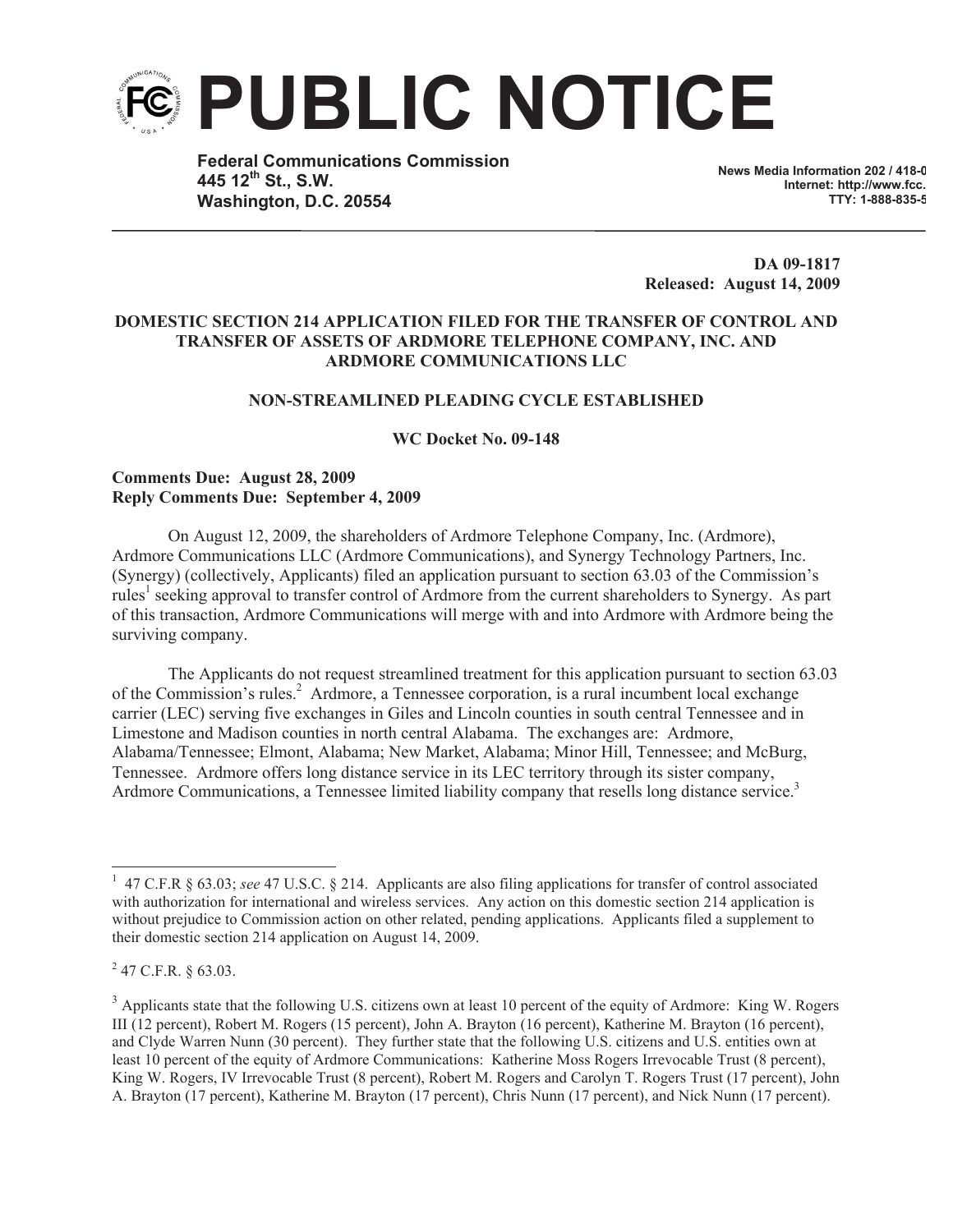# PUBLIC NOTICE

**Federal Communications Commission**
**445 12th St., S.W.**
**Washington, D.C. 20554**

**News Media Information 202 / 418-0**
**Internet: http://www.fcc.**
**TTY: 1-888-835-5**

**DA 09-1817**
**Released: August 14, 2009**

**DOMESTIC SECTION 214 APPLICATION FILED FOR THE TRANSFER OF CONTROL AND TRANSFER OF ASSETS OF ARDMORE TELEPHONE COMPANY, INC. AND ARDMORE COMMUNICATIONS LLC**

**NON-STREAMLINED PLEADING CYCLE ESTABLISHED**

**WC Docket No. 09-148**

**Comments Due: August 28, 2009**
**Reply Comments Due: September 4, 2009**

On August 12, 2009, the shareholders of Ardmore Telephone Company, Inc. (Ardmore), Ardmore Communications LLC (Ardmore Communications), and Synergy Technology Partners, Inc. (Synergy) (collectively, Applicants) filed an application pursuant to section 63.03 of the Commission's rules[1] seeking approval to transfer control of Ardmore from the current shareholders to Synergy. As part of this transaction, Ardmore Communications will merge with and into Ardmore with Ardmore being the surviving company.

The Applicants do not request streamlined treatment for this application pursuant to section 63.03 of the Commission's rules.[2] Ardmore, a Tennessee corporation, is a rural incumbent local exchange carrier (LEC) serving five exchanges in Giles and Lincoln counties in south central Tennessee and in Limestone and Madison counties in north central Alabama. The exchanges are: Ardmore, Alabama/Tennessee; Elmont, Alabama; New Market, Alabama; Minor Hill, Tennessee; and McBurg, Tennessee. Ardmore offers long distance service in its LEC territory through its sister company, Ardmore Communications, a Tennessee limited liability company that resells long distance service.[3]

---

[1] 47 C.F.R § 63.03; *see* 47 U.S.C. § 214. Applicants are also filing applications for transfer of control associated with authorization for international and wireless services. Any action on this domestic section 214 application is without prejudice to Commission action on other related, pending applications. Applicants filed a supplement to their domestic section 214 application on August 14, 2009.

[2] 47 C.F.R. § 63.03.

[3] Applicants state that the following U.S. citizens own at least 10 percent of the equity of Ardmore: King W. Rogers III (12 percent), Robert M. Rogers (15 percent), John A. Brayton (16 percent), Katherine M. Brayton (16 percent), and Clyde Warren Nunn (30 percent). They further state that the following U.S. citizens and U.S. entities own at least 10 percent of the equity of Ardmore Communications: Katherine Moss Rogers Irrevocable Trust (8 percent), King W. Rogers, IV Irrevocable Trust (8 percent), Robert M. Rogers and Carolyn T. Rogers Trust (17 percent), John A. Brayton (17 percent), Katherine M. Brayton (17 percent), Chris Nunn (17 percent), and Nick Nunn (17 percent).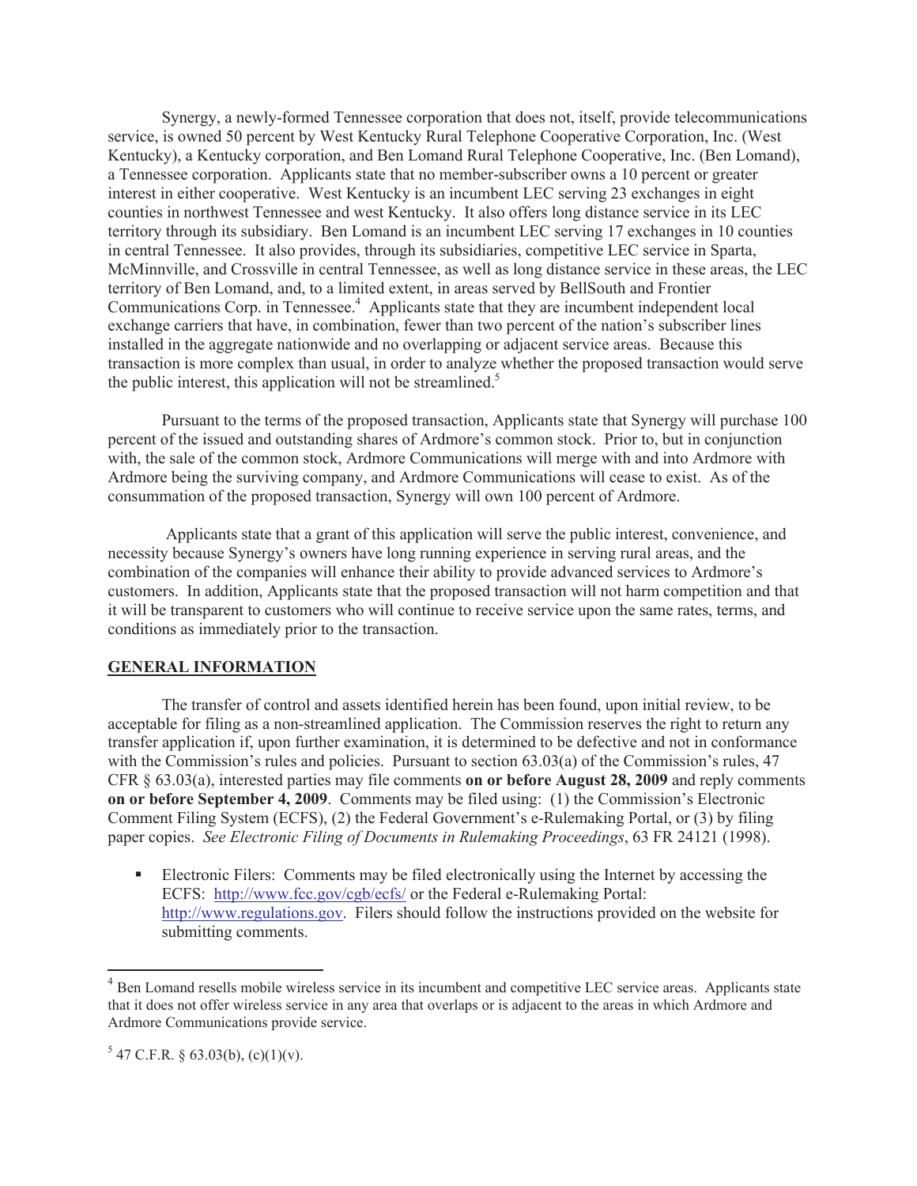Synergy, a newly-formed Tennessee corporation that does not, itself, provide telecommunications service, is owned 50 percent by West Kentucky Rural Telephone Cooperative Corporation, Inc. (West Kentucky), a Kentucky corporation, and Ben Lomand Rural Telephone Cooperative, Inc. (Ben Lomand), a Tennessee corporation. Applicants state that no member-subscriber owns a 10 percent or greater interest in either cooperative. West Kentucky is an incumbent LEC serving 23 exchanges in eight counties in northwest Tennessee and west Kentucky. It also offers long distance service in its LEC territory through its subsidiary. Ben Lomand is an incumbent LEC serving 17 exchanges in 10 counties in central Tennessee. It also provides, through its subsidiaries, competitive LEC service in Sparta, McMinnville, and Crossville in central Tennessee, as well as long distance service in these areas, the LEC territory of Ben Lomand, and, to a limited extent, in areas served by BellSouth and Frontier Communications Corp. in Tennessee.[4] Applicants state that they are incumbent independent local exchange carriers that have, in combination, fewer than two percent of the nation's subscriber lines installed in the aggregate nationwide and no overlapping or adjacent service areas. Because this transaction is more complex than usual, in order to analyze whether the proposed transaction would serve the public interest, this application will not be streamlined.[5]

Pursuant to the terms of the proposed transaction, Applicants state that Synergy will purchase 100 percent of the issued and outstanding shares of Ardmore's common stock. Prior to, but in conjunction with, the sale of the common stock, Ardmore Communications will merge with and into Ardmore with Ardmore being the surviving company, and Ardmore Communications will cease to exist. As of the consummation of the proposed transaction, Synergy will own 100 percent of Ardmore.

Applicants state that a grant of this application will serve the public interest, convenience, and necessity because Synergy's owners have long running experience in serving rural areas, and the combination of the companies will enhance their ability to provide advanced services to Ardmore's customers. In addition, Applicants state that the proposed transaction will not harm competition and that it will be transparent to customers who will continue to receive service upon the same rates, terms, and conditions as immediately prior to the transaction.

## GENERAL INFORMATION

The transfer of control and assets identified herein has been found, upon initial review, to be acceptable for filing as a non-streamlined application. The Commission reserves the right to return any transfer application if, upon further examination, it is determined to be defective and not in conformance with the Commission's rules and policies. Pursuant to section 63.03(a) of the Commission's rules, 47 CFR § 63.03(a), interested parties may file comments **on or before August 28, 2009** and reply comments **on or before September 4, 2009**. Comments may be filed using: (1) the Commission's Electronic Comment Filing System (ECFS), (2) the Federal Government's e-Rulemaking Portal, or (3) by filing paper copies. *See Electronic Filing of Documents in Rulemaking Proceedings*, 63 FR 24121 (1998).

- Electronic Filers: Comments may be filed electronically using the Internet by accessing the ECFS: http://www.fcc.gov/cgb/ecfs/ or the Federal e-Rulemaking Portal: http://www.regulations.gov. Filers should follow the instructions provided on the website for submitting comments.

---

[4] Ben Lomand resells mobile wireless service in its incumbent and competitive LEC service areas. Applicants state that it does not offer wireless service in any area that overlaps or is adjacent to the areas in which Ardmore and Ardmore Communications provide service.

[5] 47 C.F.R. § 63.03(b), (c)(1)(v).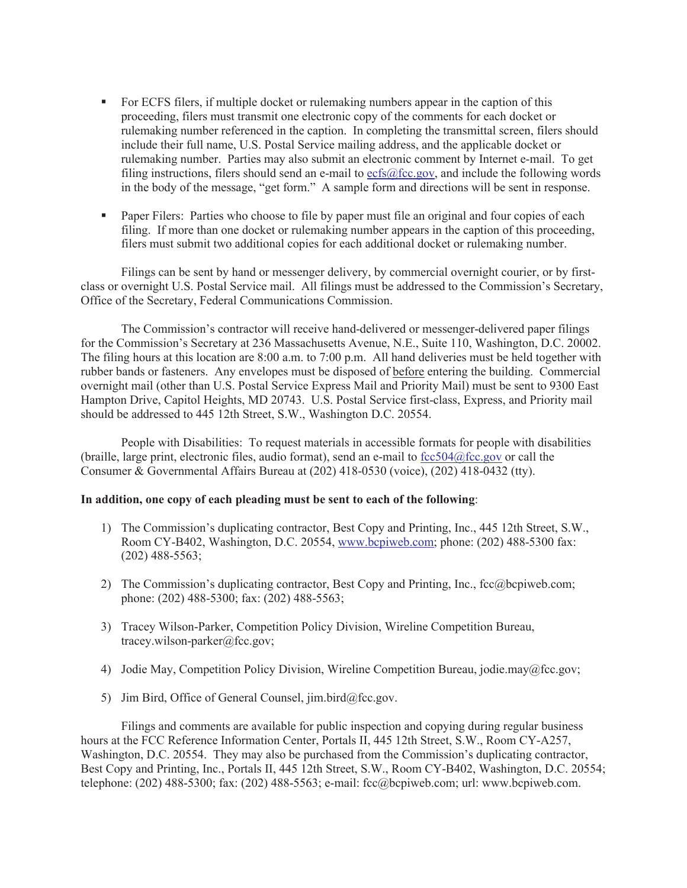- For ECFS filers, if multiple docket or rulemaking numbers appear in the caption of this proceeding, filers must transmit one electronic copy of the comments for each docket or rulemaking number referenced in the caption. In completing the transmittal screen, filers should include their full name, U.S. Postal Service mailing address, and the applicable docket or rulemaking number. Parties may also submit an electronic comment by Internet e-mail. To get filing instructions, filers should send an e-mail to ecfs@fcc.gov, and include the following words in the body of the message, "get form." A sample form and directions will be sent in response.

- Paper Filers: Parties who choose to file by paper must file an original and four copies of each filing. If more than one docket or rulemaking number appears in the caption of this proceeding, filers must submit two additional copies for each additional docket or rulemaking number.

Filings can be sent by hand or messenger delivery, by commercial overnight courier, or by first-class or overnight U.S. Postal Service mail. All filings must be addressed to the Commission's Secretary, Office of the Secretary, Federal Communications Commission.

The Commission's contractor will receive hand-delivered or messenger-delivered paper filings for the Commission's Secretary at 236 Massachusetts Avenue, N.E., Suite 110, Washington, D.C. 20002. The filing hours at this location are 8:00 a.m. to 7:00 p.m. All hand deliveries must be held together with rubber bands or fasteners. Any envelopes must be disposed of before entering the building. Commercial overnight mail (other than U.S. Postal Service Express Mail and Priority Mail) must be sent to 9300 East Hampton Drive, Capitol Heights, MD 20743. U.S. Postal Service first-class, Express, and Priority mail should be addressed to 445 12th Street, S.W., Washington D.C. 20554.

People with Disabilities: To request materials in accessible formats for people with disabilities (braille, large print, electronic files, audio format), send an e-mail to fcc504@fcc.gov or call the Consumer & Governmental Affairs Bureau at (202) 418-0530 (voice), (202) 418-0432 (tty).

**In addition, one copy of each pleading must be sent to each of the following**:

1) The Commission's duplicating contractor, Best Copy and Printing, Inc., 445 12th Street, S.W., Room CY-B402, Washington, D.C. 20554, www.bcpiweb.com; phone: (202) 488-5300 fax: (202) 488-5563;

2) The Commission's duplicating contractor, Best Copy and Printing, Inc., fcc@bcpiweb.com; phone: (202) 488-5300; fax: (202) 488-5563;

3) Tracey Wilson-Parker, Competition Policy Division, Wireline Competition Bureau, tracey.wilson-parker@fcc.gov;

4) Jodie May, Competition Policy Division, Wireline Competition Bureau, jodie.may@fcc.gov;

5) Jim Bird, Office of General Counsel, jim.bird@fcc.gov.

Filings and comments are available for public inspection and copying during regular business hours at the FCC Reference Information Center, Portals II, 445 12th Street, S.W., Room CY-A257, Washington, D.C. 20554. They may also be purchased from the Commission's duplicating contractor, Best Copy and Printing, Inc., Portals II, 445 12th Street, S.W., Room CY-B402, Washington, D.C. 20554; telephone: (202) 488-5300; fax: (202) 488-5563; e-mail: fcc@bcpiweb.com; url: www.bcpiweb.com.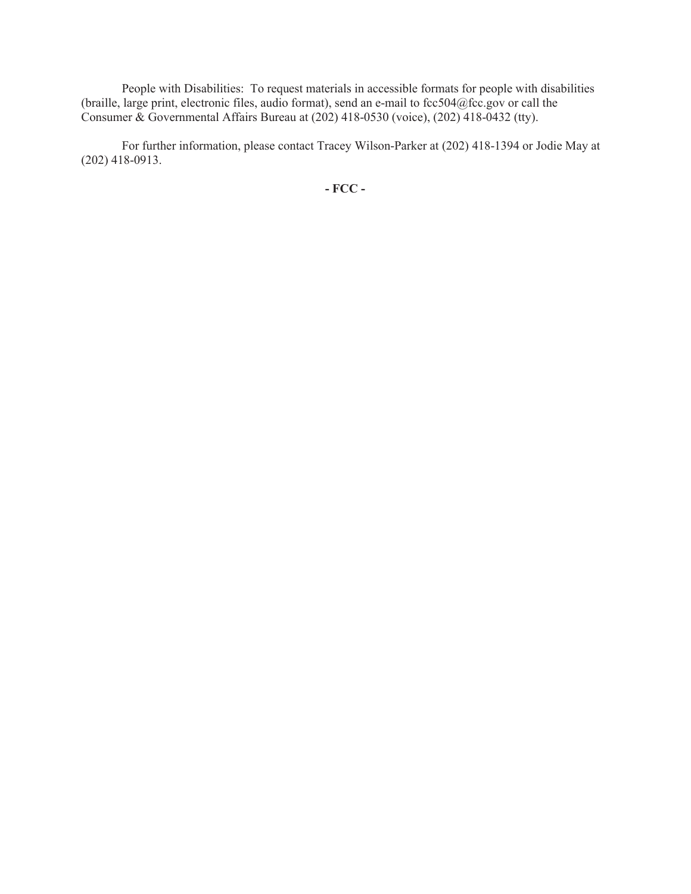People with Disabilities: To request materials in accessible formats for people with disabilities (braille, large print, electronic files, audio format), send an e-mail to fcc504@fcc.gov or call the Consumer & Governmental Affairs Bureau at (202) 418-0530 (voice), (202) 418-0432 (tty).

For further information, please contact Tracey Wilson-Parker at (202) 418-1394 or Jodie May at (202) 418-0913.

**- FCC -**